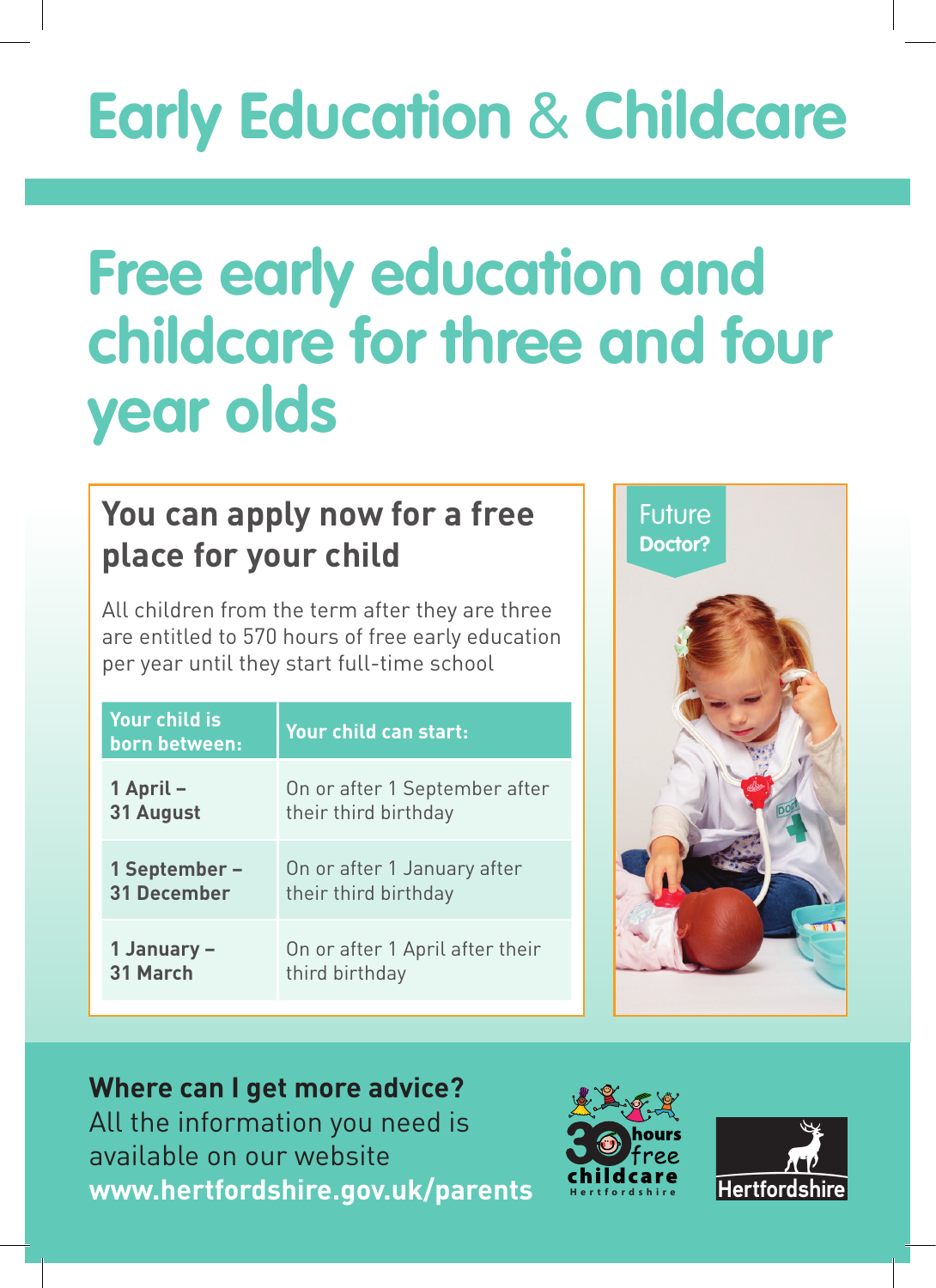# Early Education & Childcare

## Free early education and childcare for three and four year olds

### You can apply now for a free place for your child

All children from the term after they are three are entitled to 570 hours of free early education per year until they start full-time school

| Your child is born between: | Your child can start: |
|---|---|
| **1 April – 31 August** | On or after 1 September after their third birthday |
| **1 September – 31 December** | On or after 1 January after their third birthday |
| **1 January – 31 March** | On or after 1 April after their third birthday |

Future **Doctor?**

**Where can I get more advice?**
All the information you need is available on our website
**www.hertfordshire.gov.uk/parents**

30 hours free childcare Hertfordshire

Hertfordshire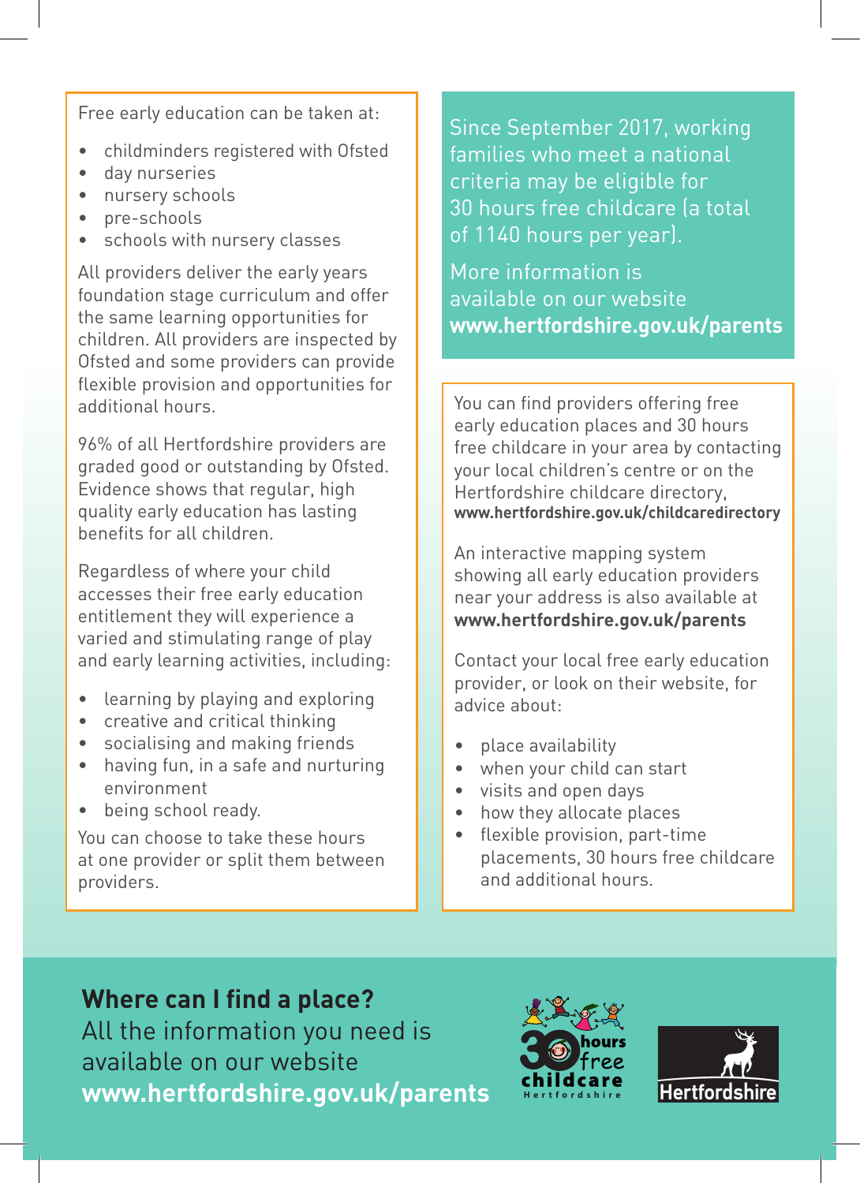Free early education can be taken at:

- childminders registered with Ofsted
- day nurseries
- nursery schools
- pre-schools
- schools with nursery classes

All providers deliver the early years foundation stage curriculum and offer the same learning opportunities for children. All providers are inspected by Ofsted and some providers can provide flexible provision and opportunities for additional hours.

96% of all Hertfordshire providers are graded good or outstanding by Ofsted. Evidence shows that regular, high quality early education has lasting benefits for all children.

Regardless of where your child accesses their free early education entitlement they will experience a varied and stimulating range of play and early learning activities, including:

- learning by playing and exploring
- creative and critical thinking
- socialising and making friends
- having fun, in a safe and nurturing environment
- being school ready.

You can choose to take these hours at one provider or split them between providers.

Since September 2017, working families who meet a national criteria may be eligible for 30 hours free childcare (a total of 1140 hours per year).

More information is available on our website **www.hertfordshire.gov.uk/parents**

You can find providers offering free early education places and 30 hours free childcare in your area by contacting your local children's centre or on the Hertfordshire childcare directory, **www.hertfordshire.gov.uk/childcaredirectory**

An interactive mapping system showing all early education providers near your address is also available at **www.hertfordshire.gov.uk/parents**

Contact your local free early education provider, or look on their website, for advice about:

- place availability
- when your child can start
- visits and open days
- how they allocate places
- flexible provision, part-time placements, 30 hours free childcare and additional hours.

## Where can I find a place?

All the information you need is available on our website **www.hertfordshire.gov.uk/parents**

30 hours free childcare Hertfordshire

Hertfordshire